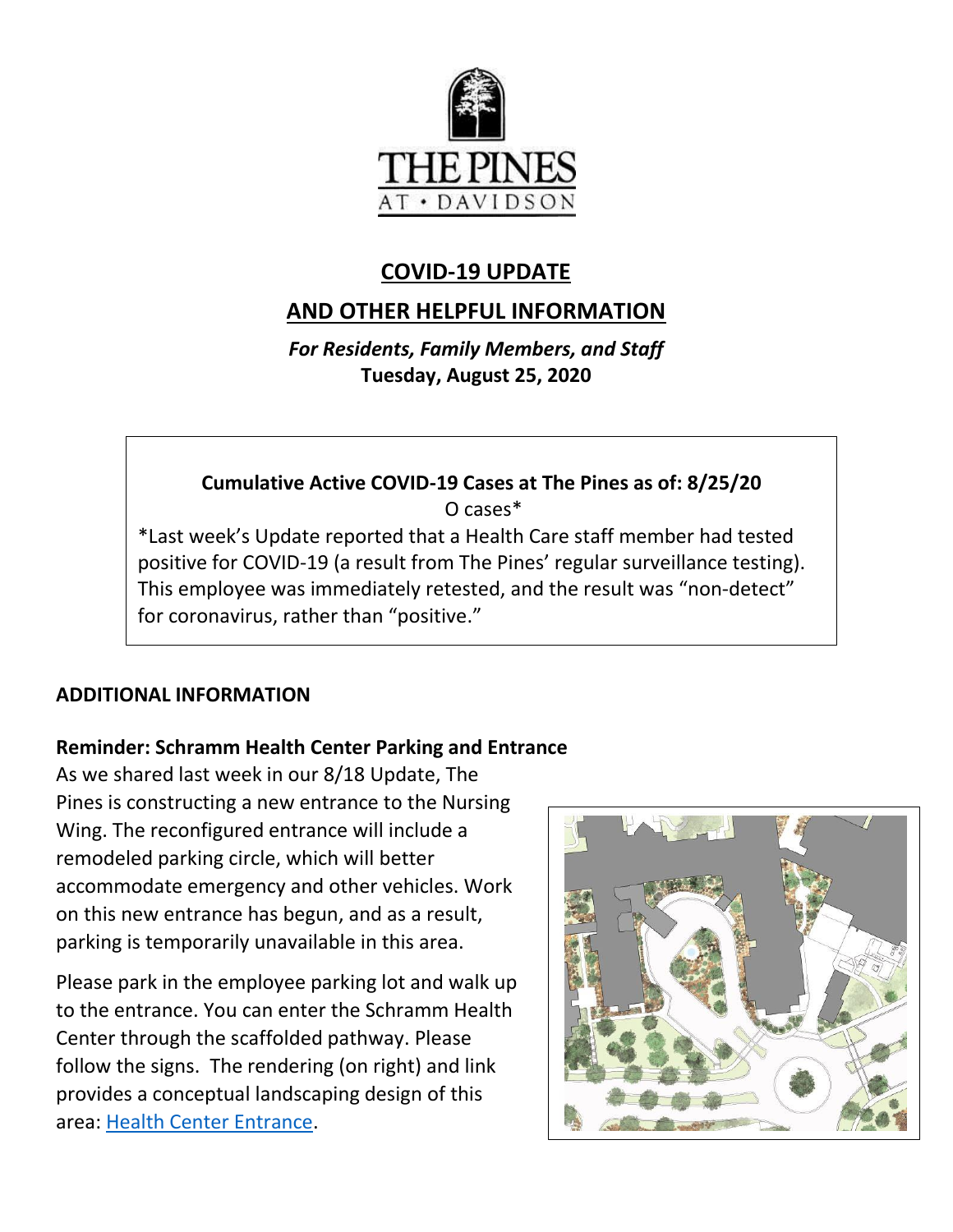THE PINES
AT • DAVIDSON

# COVID-19 UPDATE

## AND OTHER HELPFUL INFORMATION

***For Residents, Family Members, and Staff***
**Tuesday, August 25, 2020**

**Cumulative Active COVID-19 Cases at The Pines as of: 8/25/20**
O cases*

*Last week's Update reported that a Health Care staff member had tested positive for COVID-19 (a result from The Pines' regular surveillance testing). This employee was immediately retested, and the result was "non-detect" for coronavirus, rather than "positive."

## ADDITIONAL INFORMATION

### Reminder: Schramm Health Center Parking and Entrance

As we shared last week in our 8/18 Update, The Pines is constructing a new entrance to the Nursing Wing. The reconfigured entrance will include a remodeled parking circle, which will better accommodate emergency and other vehicles. Work on this new entrance has begun, and as a result, parking is temporarily unavailable in this area.

Please park in the employee parking lot and walk up to the entrance. You can enter the Schramm Health Center through the scaffolded pathway. Please follow the signs. The rendering (on right) and link provides a conceptual landscaping design of this area: Health Center Entrance.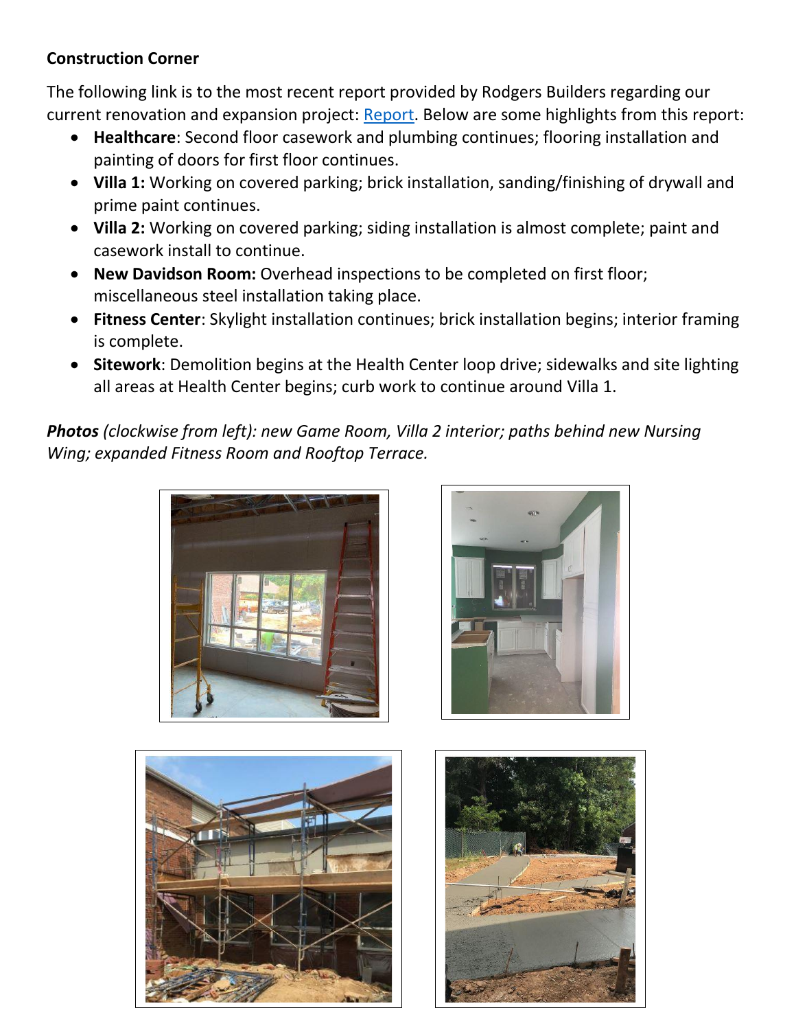**Construction Corner**

The following link is to the most recent report provided by Rodgers Builders regarding our current renovation and expansion project: [Report](). Below are some highlights from this report:

- **Healthcare**: Second floor casework and plumbing continues; flooring installation and painting of doors for first floor continues.
- **Villa 1:** Working on covered parking; brick installation, sanding/finishing of drywall and prime paint continues.
- **Villa 2:** Working on covered parking; siding installation is almost complete; paint and casework install to continue.
- **New Davidson Room:** Overhead inspections to be completed on first floor; miscellaneous steel installation taking place.
- **Fitness Center**: Skylight installation continues; brick installation begins; interior framing is complete.
- **Sitework**: Demolition begins at the Health Center loop drive; sidewalks and site lighting all areas at Health Center begins; curb work to continue around Villa 1.

***Photos** (clockwise from left): new Game Room, Villa 2 interior; paths behind new Nursing Wing; expanded Fitness Room and Rooftop Terrace.*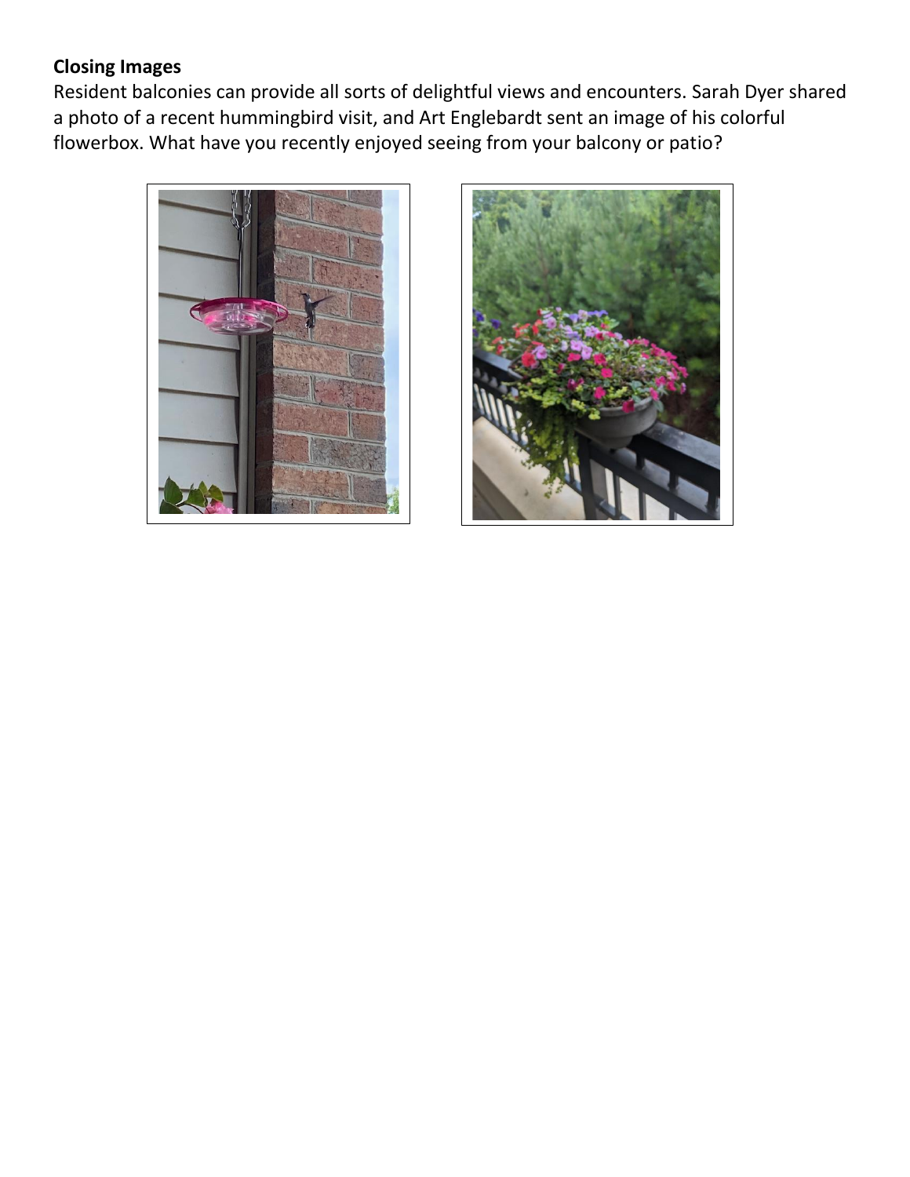**Closing Images**

Resident balconies can provide all sorts of delightful views and encounters. Sarah Dyer shared a photo of a recent hummingbird visit, and Art Englebardt sent an image of his colorful flowerbox. What have you recently enjoyed seeing from your balcony or patio?